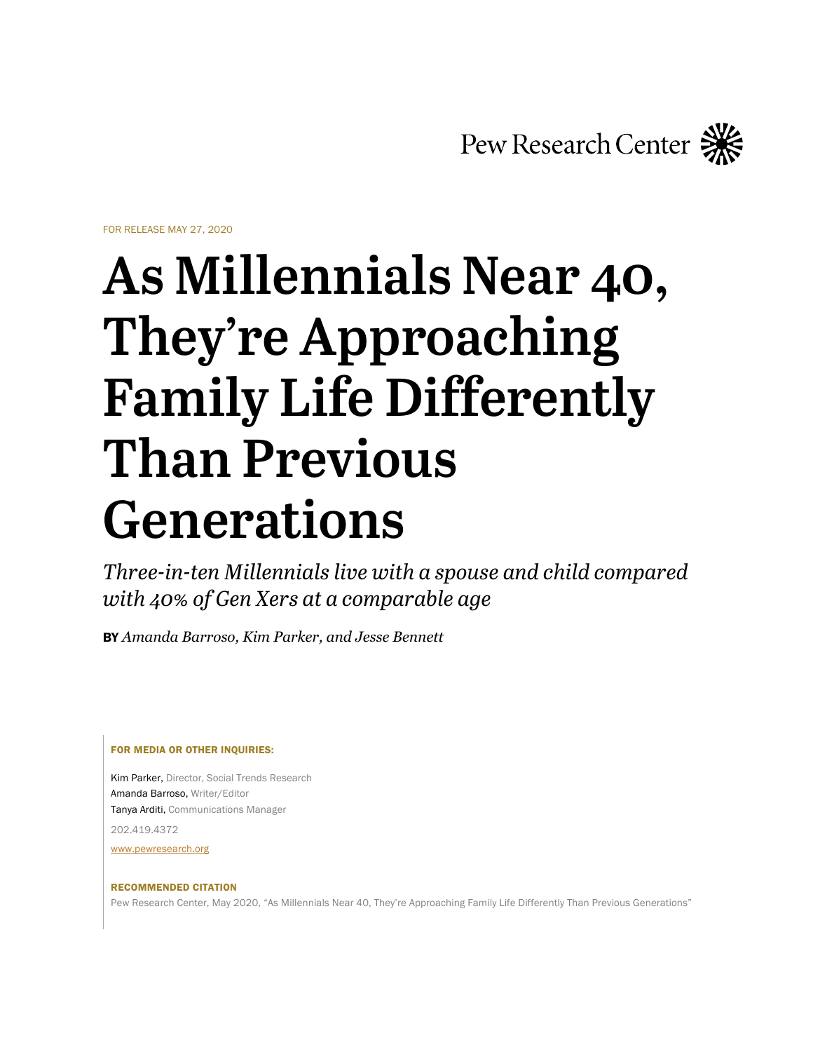Pew Research Center

FOR RELEASE MAY 27, 2020

# As Millennials Near 40, They're Approaching Family Life Differently Than Previous Generations

*Three-in-ten Millennials live with a spouse and child compared with 40% of Gen Xers at a comparable age*

**BY** *Amanda Barroso, Kim Parker, and Jesse Bennett*

**FOR MEDIA OR OTHER INQUIRIES:**

Kim Parker, Director, Social Trends Research
Amanda Barroso, Writer/Editor
Tanya Arditi, Communications Manager

202.419.4372

www.pewresearch.org

**RECOMMENDED CITATION**

Pew Research Center, May 2020, "As Millennials Near 40, They're Approaching Family Life Differently Than Previous Generations"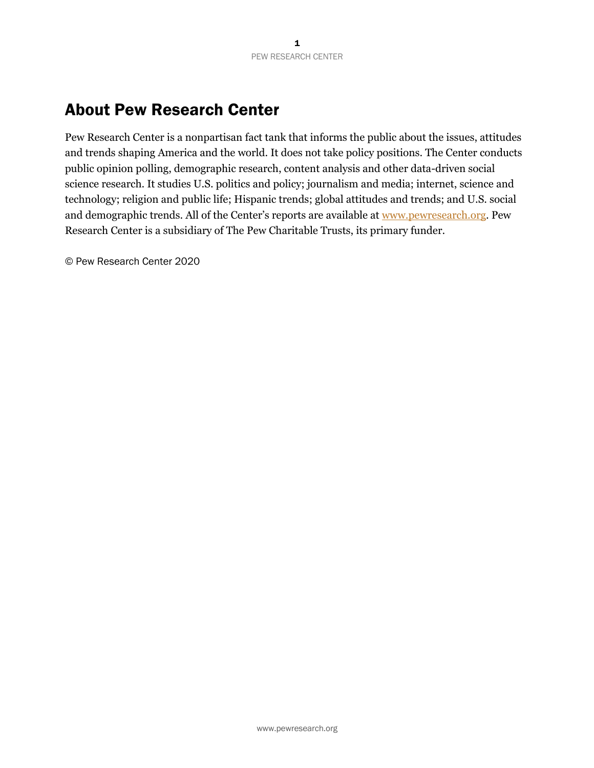# About Pew Research Center

Pew Research Center is a nonpartisan fact tank that informs the public about the issues, attitudes and trends shaping America and the world. It does not take policy positions. The Center conducts public opinion polling, demographic research, content analysis and other data-driven social science research. It studies U.S. politics and policy; journalism and media; internet, science and technology; religion and public life; Hispanic trends; global attitudes and trends; and U.S. social and demographic trends. All of the Center's reports are available at [www.pewresearch.org](http://www.pewresearch.org). Pew Research Center is a subsidiary of The Pew Charitable Trusts, its primary funder.

© Pew Research Center 2020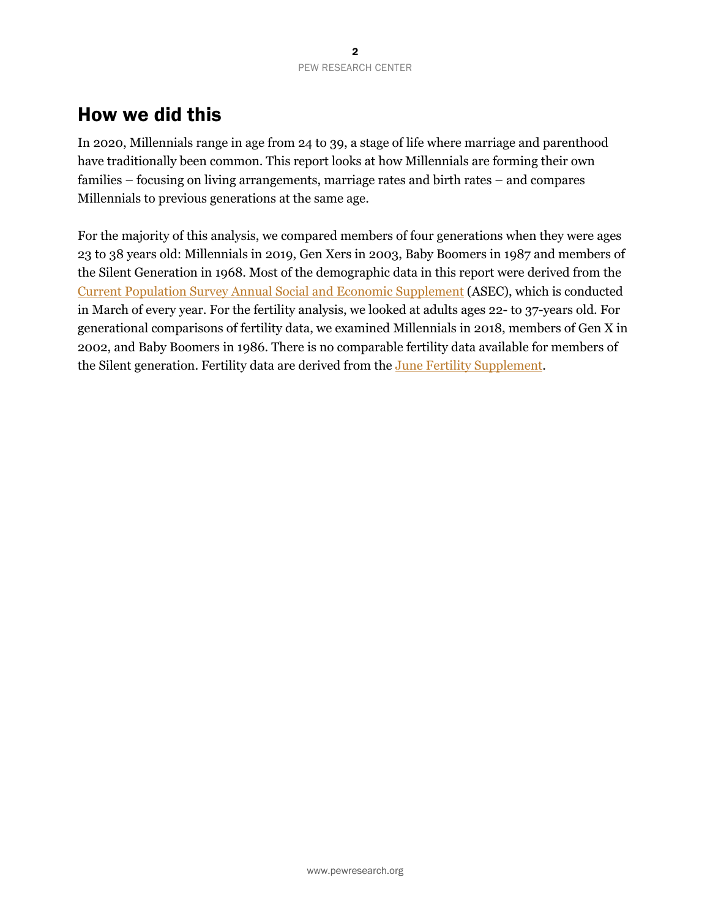## How we did this

In 2020, Millennials range in age from 24 to 39, a stage of life where marriage and parenthood have traditionally been common. This report looks at how Millennials are forming their own families – focusing on living arrangements, marriage rates and birth rates – and compares Millennials to previous generations at the same age.

For the majority of this analysis, we compared members of four generations when they were ages 23 to 38 years old: Millennials in 2019, Gen Xers in 2003, Baby Boomers in 1987 and members of the Silent Generation in 1968. Most of the demographic data in this report were derived from the Current Population Survey Annual Social and Economic Supplement (ASEC), which is conducted in March of every year. For the fertility analysis, we looked at adults ages 22- to 37-years old. For generational comparisons of fertility data, we examined Millennials in 2018, members of Gen X in 2002, and Baby Boomers in 1986. There is no comparable fertility data available for members of the Silent generation. Fertility data are derived from the June Fertility Supplement.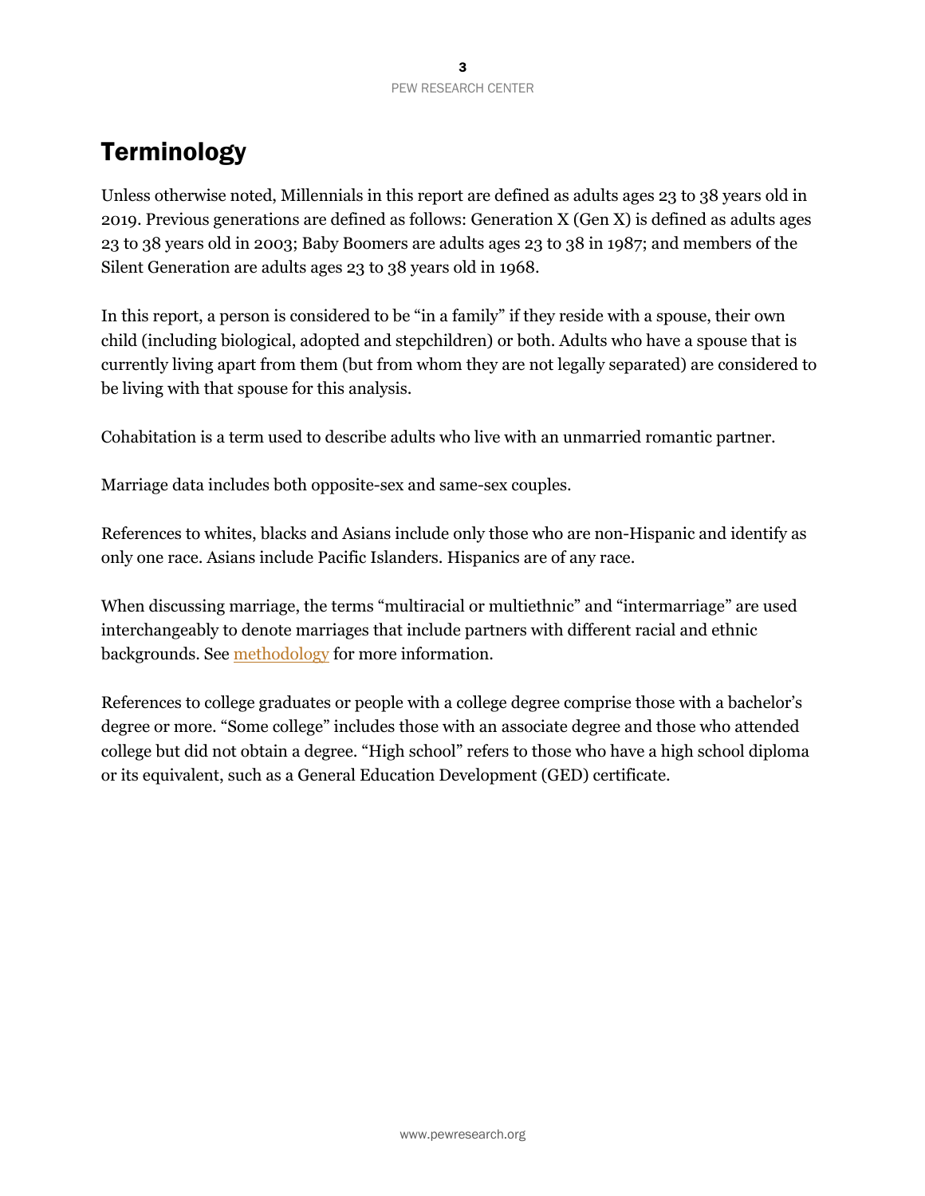# Terminology

Unless otherwise noted, Millennials in this report are defined as adults ages 23 to 38 years old in 2019. Previous generations are defined as follows: Generation X (Gen X) is defined as adults ages 23 to 38 years old in 2003; Baby Boomers are adults ages 23 to 38 in 1987; and members of the Silent Generation are adults ages 23 to 38 years old in 1968.

In this report, a person is considered to be "in a family" if they reside with a spouse, their own child (including biological, adopted and stepchildren) or both. Adults who have a spouse that is currently living apart from them (but from whom they are not legally separated) are considered to be living with that spouse for this analysis.

Cohabitation is a term used to describe adults who live with an unmarried romantic partner.

Marriage data includes both opposite-sex and same-sex couples.

References to whites, blacks and Asians include only those who are non-Hispanic and identify as only one race. Asians include Pacific Islanders. Hispanics are of any race.

When discussing marriage, the terms "multiracial or multiethnic" and "intermarriage" are used interchangeably to denote marriages that include partners with different racial and ethnic backgrounds. See methodology for more information.

References to college graduates or people with a college degree comprise those with a bachelor's degree or more. "Some college" includes those with an associate degree and those who attended college but did not obtain a degree. "High school" refers to those who have a high school diploma or its equivalent, such as a General Education Development (GED) certificate.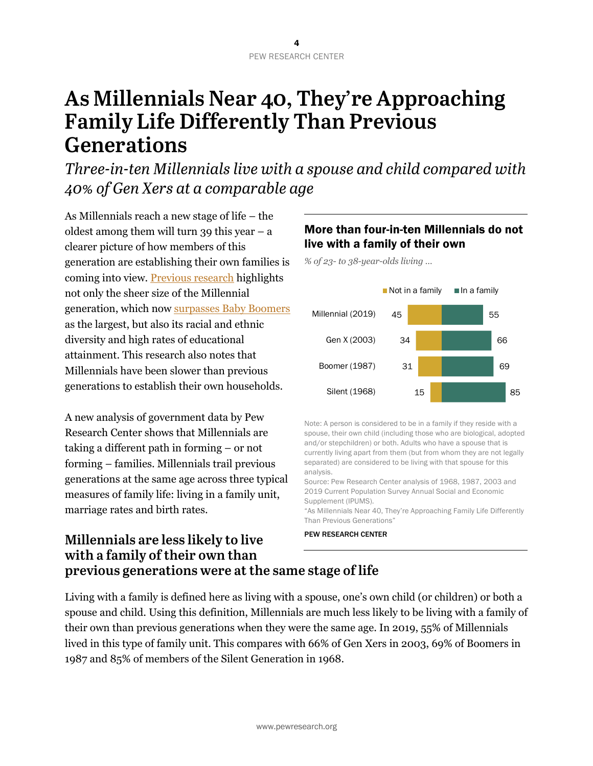# As Millennials Near 40, They're Approaching Family Life Differently Than Previous Generations

*Three-in-ten Millennials live with a spouse and child compared with 40% of Gen Xers at a comparable age*

As Millennials reach a new stage of life – the oldest among them will turn 39 this year – a clearer picture of how members of this generation are establishing their own families is coming into view. Previous research highlights not only the sheer size of the Millennial generation, which now surpasses Baby Boomers as the largest, but also its racial and ethnic diversity and high rates of educational attainment. This research also notes that Millennials have been slower than previous generations to establish their own households.

A new analysis of government data by Pew Research Center shows that Millennials are taking a different path in forming – or not forming – families. Millennials trail previous generations at the same age across three typical measures of family life: living in a family unit, marriage rates and birth rates.

**More than four-in-ten Millennials do not live with a family of their own**

*% of 23- to 38-year-olds living ...*

| | Not in a family | In a family |
|---|---|---|
| Millennial (2019) | 45 | 55 |
| Gen X (2003) | 34 | 66 |
| Boomer (1987) | 31 | 69 |
| Silent (1968) | 15 | 85 |

Note: A person is considered to be in a family if they reside with a spouse, their own child (including those who are biological, adopted and/or stepchildren) or both. Adults who have a spouse that is currently living apart from them (but from whom they are not legally separated) are considered to be living with that spouse for this analysis.
Source: Pew Research Center analysis of 1968, 1987, 2003 and 2019 Current Population Survey Annual Social and Economic Supplement (IPUMS).
"As Millennials Near 40, They're Approaching Family Life Differently Than Previous Generations"

PEW RESEARCH CENTER

## Millennials are less likely to live with a family of their own than previous generations were at the same stage of life

Living with a family is defined here as living with a spouse, one's own child (or children) or both a spouse and child. Using this definition, Millennials are much less likely to be living with a family of their own than previous generations when they were the same age. In 2019, 55% of Millennials lived in this type of family unit. This compares with 66% of Gen Xers in 2003, 69% of Boomers in 1987 and 85% of members of the Silent Generation in 1968.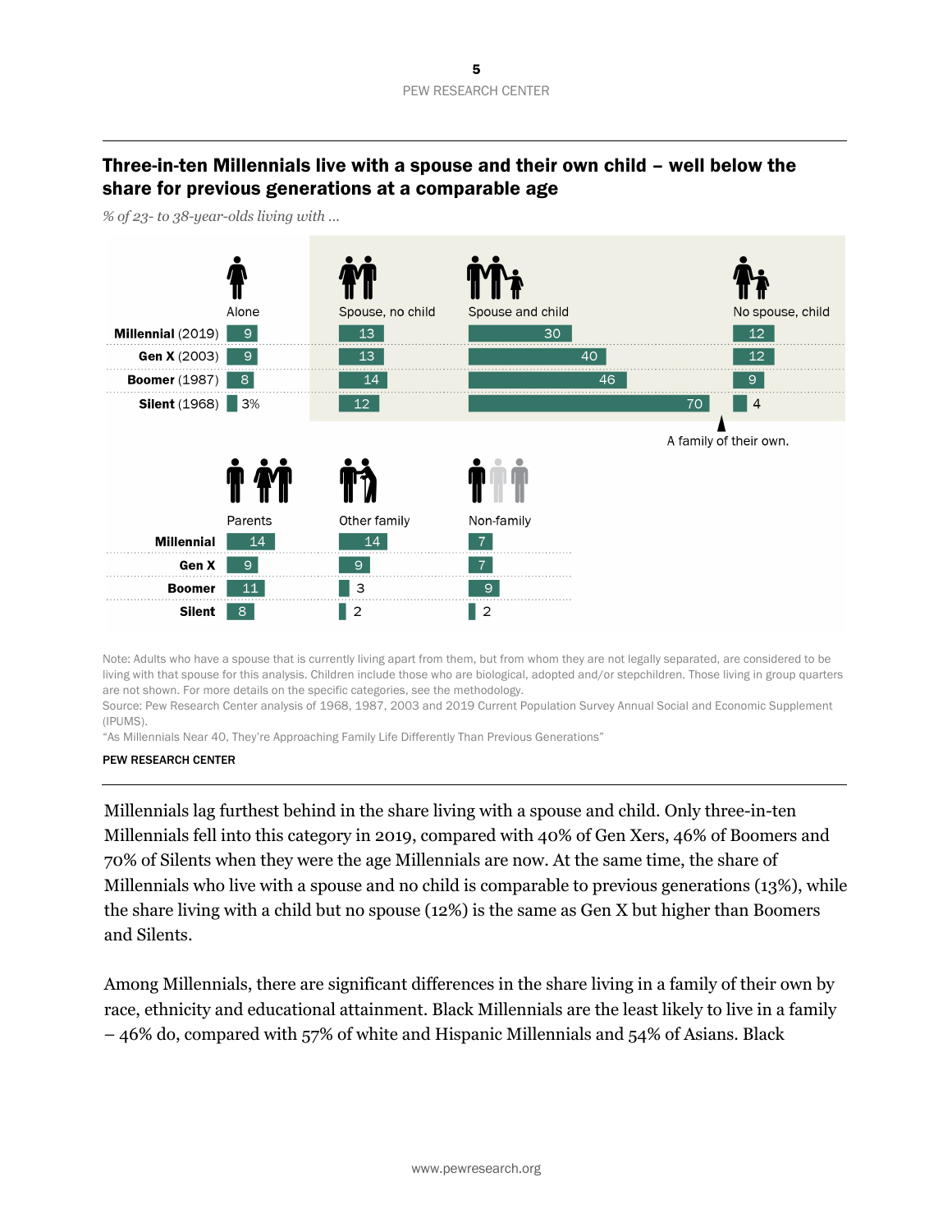## Three-in-ten Millennials live with a spouse and their own child – well below the share for previous generations at a comparable age

*% of 23- to 38-year-olds living with ...*

| | Alone | Spouse, no child | Spouse and child | No spouse, child |
|---|---|---|---|---|
| **Millennial** (2019) | 9 | 13 | 30 | 12 |
| **Gen X** (2003) | 9 | 13 | 40 | 12 |
| **Boomer** (1987) | 8 | 14 | 46 | 9 |
| **Silent** (1968) | 3% | 12 | 70 | 4 |

A family of their own.

| | Parents | Other family | Non-family |
|---|---|---|---|
| **Millennial** | 14 | 14 | 7 |
| **Gen X** | 9 | 9 | 7 |
| **Boomer** | 11 | 3 | 9 |
| **Silent** | 8 | 2 | 2 |

Note: Adults who have a spouse that is currently living apart from them, but from whom they are not legally separated, are considered to be living with that spouse for this analysis. Children include those who are biological, adopted and/or stepchildren. Those living in group quarters are not shown. For more details on the specific categories, see the methodology.

Source: Pew Research Center analysis of 1968, 1987, 2003 and 2019 Current Population Survey Annual Social and Economic Supplement (IPUMS).

"As Millennials Near 40, They're Approaching Family Life Differently Than Previous Generations"

PEW RESEARCH CENTER

Millennials lag furthest behind in the share living with a spouse and child. Only three-in-ten Millennials fell into this category in 2019, compared with 40% of Gen Xers, 46% of Boomers and 70% of Silents when they were the age Millennials are now. At the same time, the share of Millennials who live with a spouse and no child is comparable to previous generations (13%), while the share living with a child but no spouse (12%) is the same as Gen X but higher than Boomers and Silents.

Among Millennials, there are significant differences in the share living in a family of their own by race, ethnicity and educational attainment. Black Millennials are the least likely to live in a family – 46% do, compared with 57% of white and Hispanic Millennials and 54% of Asians. Black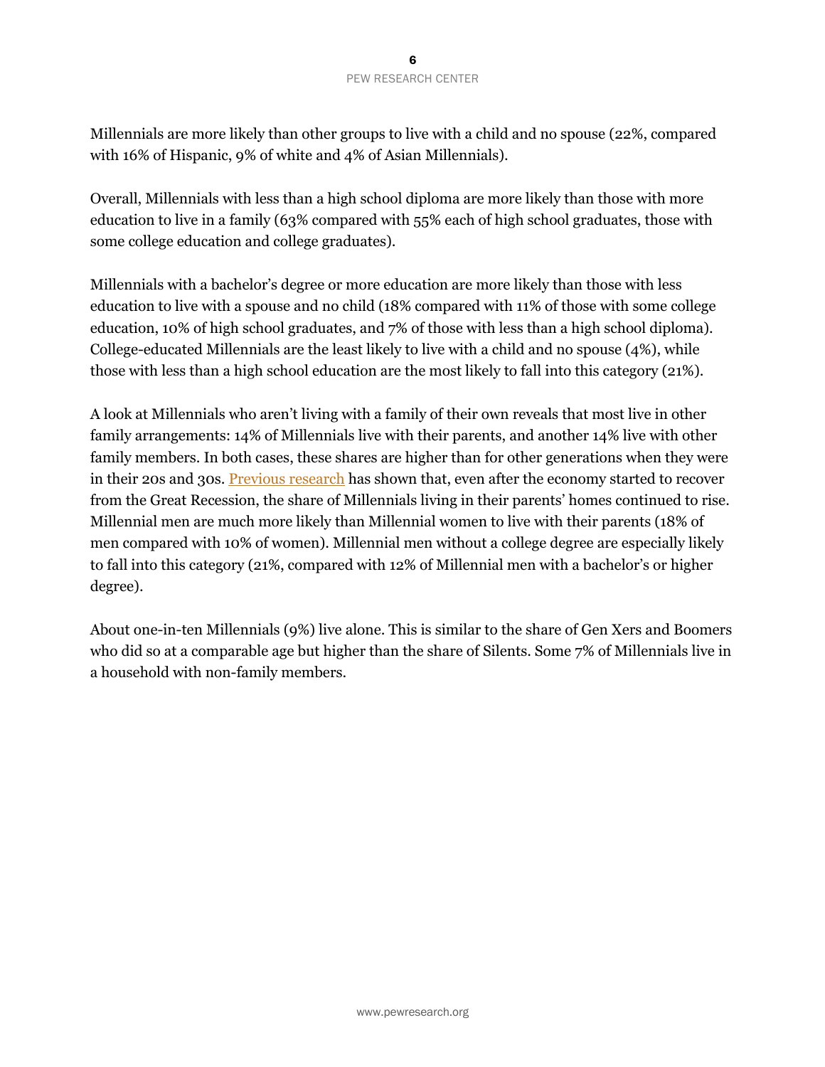Millennials are more likely than other groups to live with a child and no spouse (22%, compared with 16% of Hispanic, 9% of white and 4% of Asian Millennials).

Overall, Millennials with less than a high school diploma are more likely than those with more education to live in a family (63% compared with 55% each of high school graduates, those with some college education and college graduates).

Millennials with a bachelor's degree or more education are more likely than those with less education to live with a spouse and no child (18% compared with 11% of those with some college education, 10% of high school graduates, and 7% of those with less than a high school diploma). College-educated Millennials are the least likely to live with a child and no spouse (4%), while those with less than a high school education are the most likely to fall into this category (21%).

A look at Millennials who aren't living with a family of their own reveals that most live in other family arrangements: 14% of Millennials live with their parents, and another 14% live with other family members. In both cases, these shares are higher than for other generations when they were in their 20s and 30s. Previous research has shown that, even after the economy started to recover from the Great Recession, the share of Millennials living in their parents' homes continued to rise. Millennial men are much more likely than Millennial women to live with their parents (18% of men compared with 10% of women). Millennial men without a college degree are especially likely to fall into this category (21%, compared with 12% of Millennial men with a bachelor's or higher degree).

About one-in-ten Millennials (9%) live alone. This is similar to the share of Gen Xers and Boomers who did so at a comparable age but higher than the share of Silents. Some 7% of Millennials live in a household with non-family members.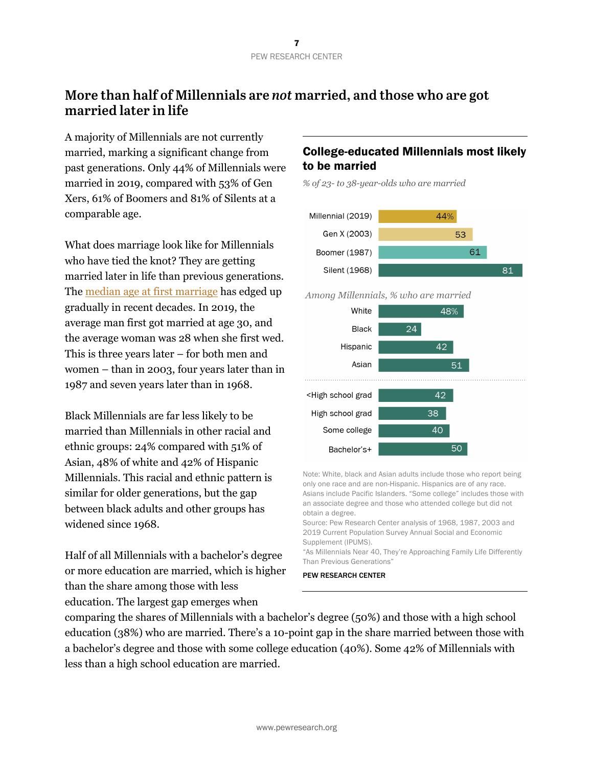## More than half of Millennials are *not* married, and those who are got married later in life

A majority of Millennials are not currently married, marking a significant change from past generations. Only 44% of Millennials were married in 2019, compared with 53% of Gen Xers, 61% of Boomers and 81% of Silents at a comparable age.

What does marriage look like for Millennials who have tied the knot? They are getting married later in life than previous generations. The median age at first marriage has edged up gradually in recent decades. In 2019, the average man first got married at age 30, and the average woman was 28 when she first wed. This is three years later – for both men and women – than in 2003, four years later than in 1987 and seven years later than in 1968.

Black Millennials are far less likely to be married than Millennials in other racial and ethnic groups: 24% compared with 51% of Asian, 48% of white and 42% of Hispanic Millennials. This racial and ethnic pattern is similar for older generations, but the gap between black adults and other groups has widened since 1968.

Half of all Millennials with a bachelor's degree or more education are married, which is higher than the share among those with less education. The largest gap emerges when comparing the shares of Millennials with a bachelor's degree (50%) and those with a high school education (38%) who are married. There's a 10-point gap in the share married between those with a bachelor's degree and those with some college education (40%). Some 42% of Millennials with less than a high school education are married.

### College-educated Millennials most likely to be married

*% of 23- to 38-year-olds who are married*

| | % |
|---|---|
| Millennial (2019) | 44% |
| Gen X (2003) | 53 |
| Boomer (1987) | 61 |
| Silent (1968) | 81 |

*Among Millennials, % who are married*

| | % |
|---|---|
| White | 48% |
| Black | 24 |
| Hispanic | 42 |
| Asian | 51 |
| <High school grad | 42 |
| High school grad | 38 |
| Some college | 40 |
| Bachelor's+ | 50 |

Note: White, black and Asian adults include those who report being only one race and are non-Hispanic. Hispanics are of any race. Asians include Pacific Islanders. "Some college" includes those with an associate degree and those who attended college but did not obtain a degree.
Source: Pew Research Center analysis of 1968, 1987, 2003 and 2019 Current Population Survey Annual Social and Economic Supplement (IPUMS).
"As Millennials Near 40, They're Approaching Family Life Differently Than Previous Generations"

PEW RESEARCH CENTER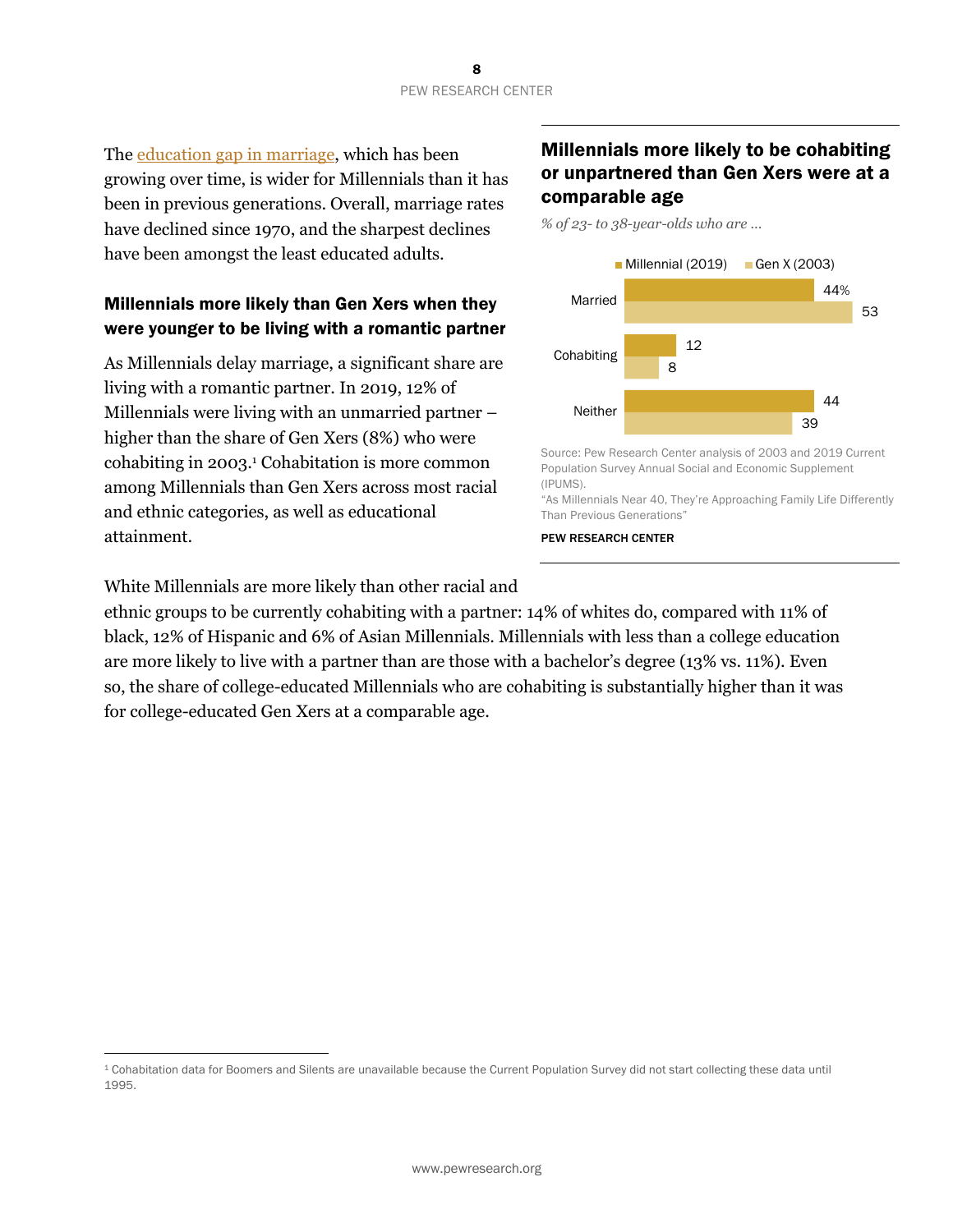The education gap in marriage, which has been growing over time, is wider for Millennials than it has been in previous generations. Overall, marriage rates have declined since 1970, and the sharpest declines have been amongst the least educated adults.

### Millennials more likely than Gen Xers when they were younger to be living with a romantic partner

As Millennials delay marriage, a significant share are living with a romantic partner. In 2019, 12% of Millennials were living with an unmarried partner – higher than the share of Gen Xers (8%) who were cohabiting in 2003.[1] Cohabitation is more common among Millennials than Gen Xers across most racial and ethnic categories, as well as educational attainment.

**Millennials more likely to be cohabiting or unpartnered than Gen Xers were at a comparable age**

*% of 23- to 38-year-olds who are …*

| | Millennial (2019) | Gen X (2003) |
|---|---|---|
| Married | 44% | 53 |
| Cohabiting | 12 | 8 |
| Neither | 44 | 39 |

Source: Pew Research Center analysis of 2003 and 2019 Current Population Survey Annual Social and Economic Supplement (IPUMS).
"As Millennials Near 40, They're Approaching Family Life Differently Than Previous Generations"

PEW RESEARCH CENTER

White Millennials are more likely than other racial and ethnic groups to be currently cohabiting with a partner: 14% of whites do, compared with 11% of black, 12% of Hispanic and 6% of Asian Millennials. Millennials with less than a college education are more likely to live with a partner than are those with a bachelor's degree (13% vs. 11%). Even so, the share of college-educated Millennials who are cohabiting is substantially higher than it was for college-educated Gen Xers at a comparable age.

[1] Cohabitation data for Boomers and Silents are unavailable because the Current Population Survey did not start collecting these data until 1995.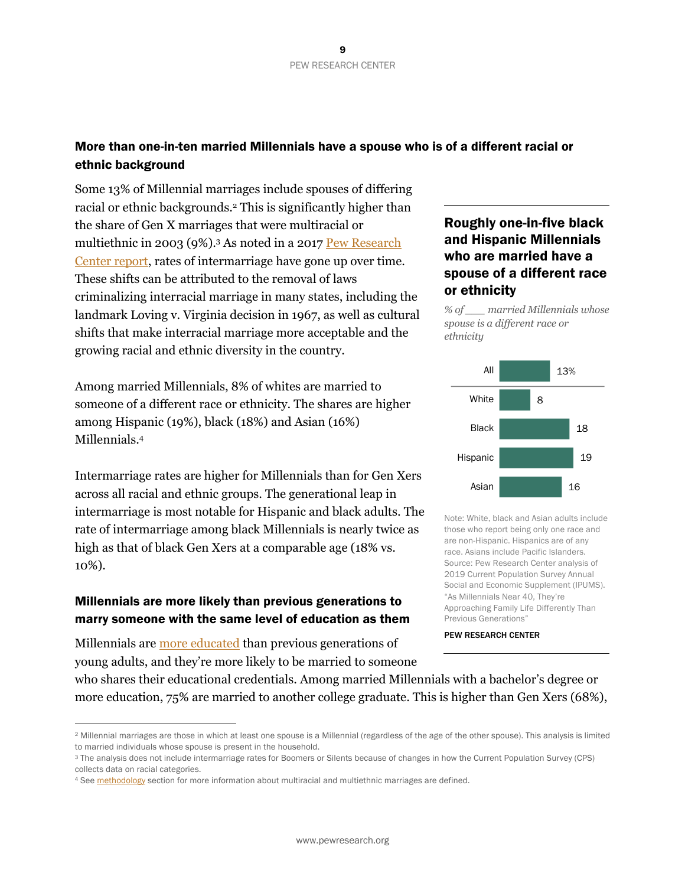## More than one-in-ten married Millennials have a spouse who is of a different racial or ethnic background

Some 13% of Millennial marriages include spouses of differing racial or ethnic backgrounds.[2] This is significantly higher than the share of Gen X marriages that were multiracial or multiethnic in 2003 (9%).[3] As noted in a 2017 Pew Research Center report, rates of intermarriage have gone up over time. These shifts can be attributed to the removal of laws criminalizing interracial marriage in many states, including the landmark Loving v. Virginia decision in 1967, as well as cultural shifts that make interracial marriage more acceptable and the growing racial and ethnic diversity in the country.

Among married Millennials, 8% of whites are married to someone of a different race or ethnicity. The shares are higher among Hispanic (19%), black (18%) and Asian (16%) Millennials.[4]

Intermarriage rates are higher for Millennials than for Gen Xers across all racial and ethnic groups. The generational leap in intermarriage is most notable for Hispanic and black adults. The rate of intermarriage among black Millennials is nearly twice as high as that of black Gen Xers at a comparable age (18% vs. 10%).

**Roughly one-in-five black and Hispanic Millennials who are married have a spouse of a different race or ethnicity**

*% of ___ married Millennials whose spouse is a different race or ethnicity*

| | % |
|---|---|
| All | 13% |
| White | 8 |
| Black | 18 |
| Hispanic | 19 |
| Asian | 16 |

Note: White, black and Asian adults include those who report being only one race and are non-Hispanic. Hispanics are of any race. Asians include Pacific Islanders.
Source: Pew Research Center analysis of 2019 Current Population Survey Annual Social and Economic Supplement (IPUMS).
"As Millennials Near 40, They're Approaching Family Life Differently Than Previous Generations"

PEW RESEARCH CENTER

## Millennials are more likely than previous generations to marry someone with the same level of education as them

Millennials are more educated than previous generations of young adults, and they're more likely to be married to someone who shares their educational credentials. Among married Millennials with a bachelor's degree or more education, 75% are married to another college graduate. This is higher than Gen Xers (68%),

---

[2] Millennial marriages are those in which at least one spouse is a Millennial (regardless of the age of the other spouse). This analysis is limited to married individuals whose spouse is present in the household.

[3] The analysis does not include intermarriage rates for Boomers or Silents because of changes in how the Current Population Survey (CPS) collects data on racial categories.

[4] See methodology section for more information about multiracial and multiethnic marriages are defined.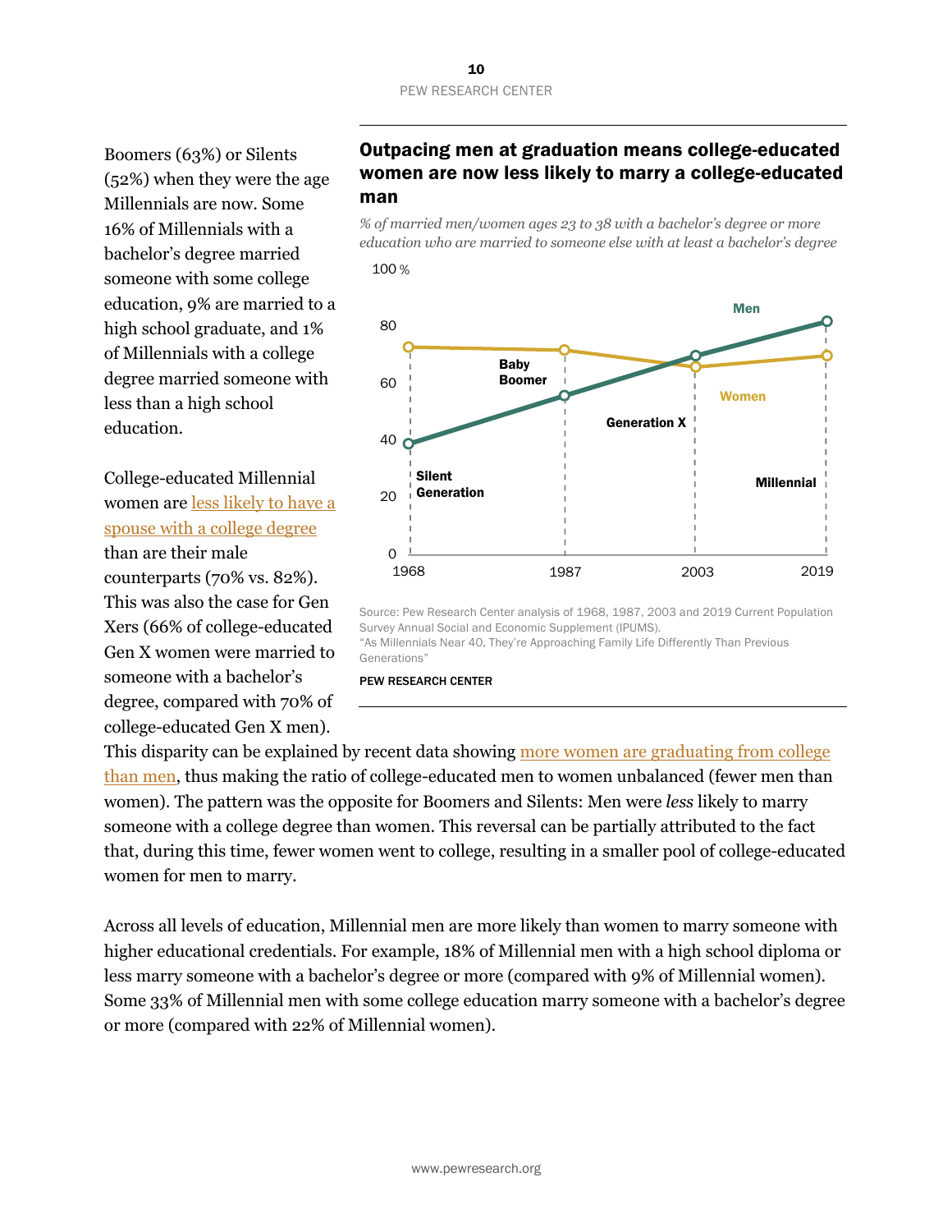Boomers (63%) or Silents (52%) when they were the age Millennials are now. Some 16% of Millennials with a bachelor's degree married someone with some college education, 9% are married to a high school graduate, and 1% of Millennials with a college degree married someone with less than a high school education.

College-educated Millennial women are less likely to have a spouse with a college degree than are their male counterparts (70% vs. 82%). This was also the case for Gen Xers (66% of college-educated Gen X women were married to someone with a bachelor's degree, compared with 70% of college-educated Gen X men).

**Outpacing men at graduation means college-educated women are now less likely to marry a college-educated man**

*% of married men/women ages 23 to 38 with a bachelor's degree or more education who are married to someone else with at least a bachelor's degree*

| Year | Generation | Men | Women |
|---|---|---|---|
| 1968 | Silent Generation | 40 | 73 |
| 1987 | Baby Boomer | 56 | 72 |
| 2003 | Generation X | 70 | 66 |
| 2019 | Millennial | 82 | 70 |

Source: Pew Research Center analysis of 1968, 1987, 2003 and 2019 Current Population Survey Annual Social and Economic Supplement (IPUMS).
"As Millennials Near 40, They're Approaching Family Life Differently Than Previous Generations"

PEW RESEARCH CENTER

This disparity can be explained by recent data showing more women are graduating from college than men, thus making the ratio of college-educated men to women unbalanced (fewer men than women). The pattern was the opposite for Boomers and Silents: Men were *less* likely to marry someone with a college degree than women. This reversal can be partially attributed to the fact that, during this time, fewer women went to college, resulting in a smaller pool of college-educated women for men to marry.

Across all levels of education, Millennial men are more likely than women to marry someone with higher educational credentials. For example, 18% of Millennial men with a high school diploma or less marry someone with a bachelor's degree or more (compared with 9% of Millennial women). Some 33% of Millennial men with some college education marry someone with a bachelor's degree or more (compared with 22% of Millennial women).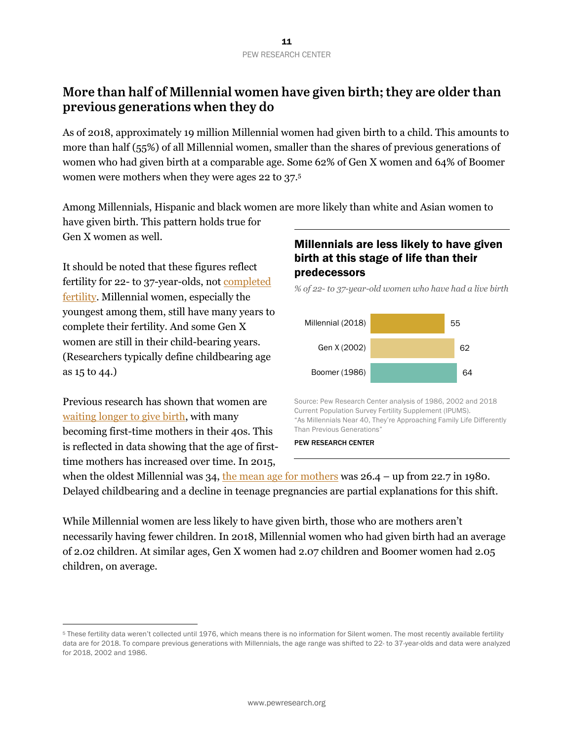## More than half of Millennial women have given birth; they are older than previous generations when they do

As of 2018, approximately 19 million Millennial women had given birth to a child. This amounts to more than half (55%) of all Millennial women, smaller than the shares of previous generations of women who had given birth at a comparable age. Some 62% of Gen X women and 64% of Boomer women were mothers when they were ages 22 to 37.[5]

Among Millennials, Hispanic and black women are more likely than white and Asian women to have given birth. This pattern holds true for Gen X women as well.

It should be noted that these figures reflect fertility for 22- to 37-year-olds, not completed fertility. Millennial women, especially the youngest among them, still have many years to complete their fertility. And some Gen X women are still in their child-bearing years. (Researchers typically define childbearing age as 15 to 44.)

Previous research has shown that women are waiting longer to give birth, with many becoming first-time mothers in their 40s. This is reflected in data showing that the age of first-time mothers has increased over time. In 2015, when the oldest Millennial was 34, the mean age for mothers was 26.4 – up from 22.7 in 1980. Delayed childbearing and a decline in teenage pregnancies are partial explanations for this shift.

### Millennials are less likely to have given birth at this stage of life than their predecessors

*% of 22- to 37-year-old women who have had a live birth*

| Generation | % |
|---|---|
| Millennial (2018) | 55 |
| Gen X (2002) | 62 |
| Boomer (1986) | 64 |

Source: Pew Research Center analysis of 1986, 2002 and 2018 Current Population Survey Fertility Supplement (IPUMS).
"As Millennials Near 40, They're Approaching Family Life Differently Than Previous Generations"

PEW RESEARCH CENTER

While Millennial women are less likely to have given birth, those who are mothers aren't necessarily having fewer children. In 2018, Millennial women who had given birth had an average of 2.02 children. At similar ages, Gen X women had 2.07 children and Boomer women had 2.05 children, on average.

[5] These fertility data weren't collected until 1976, which means there is no information for Silent women. The most recently available fertility data are for 2018. To compare previous generations with Millennials, the age range was shifted to 22- to 37-year-olds and data were analyzed for 2018, 2002 and 1986.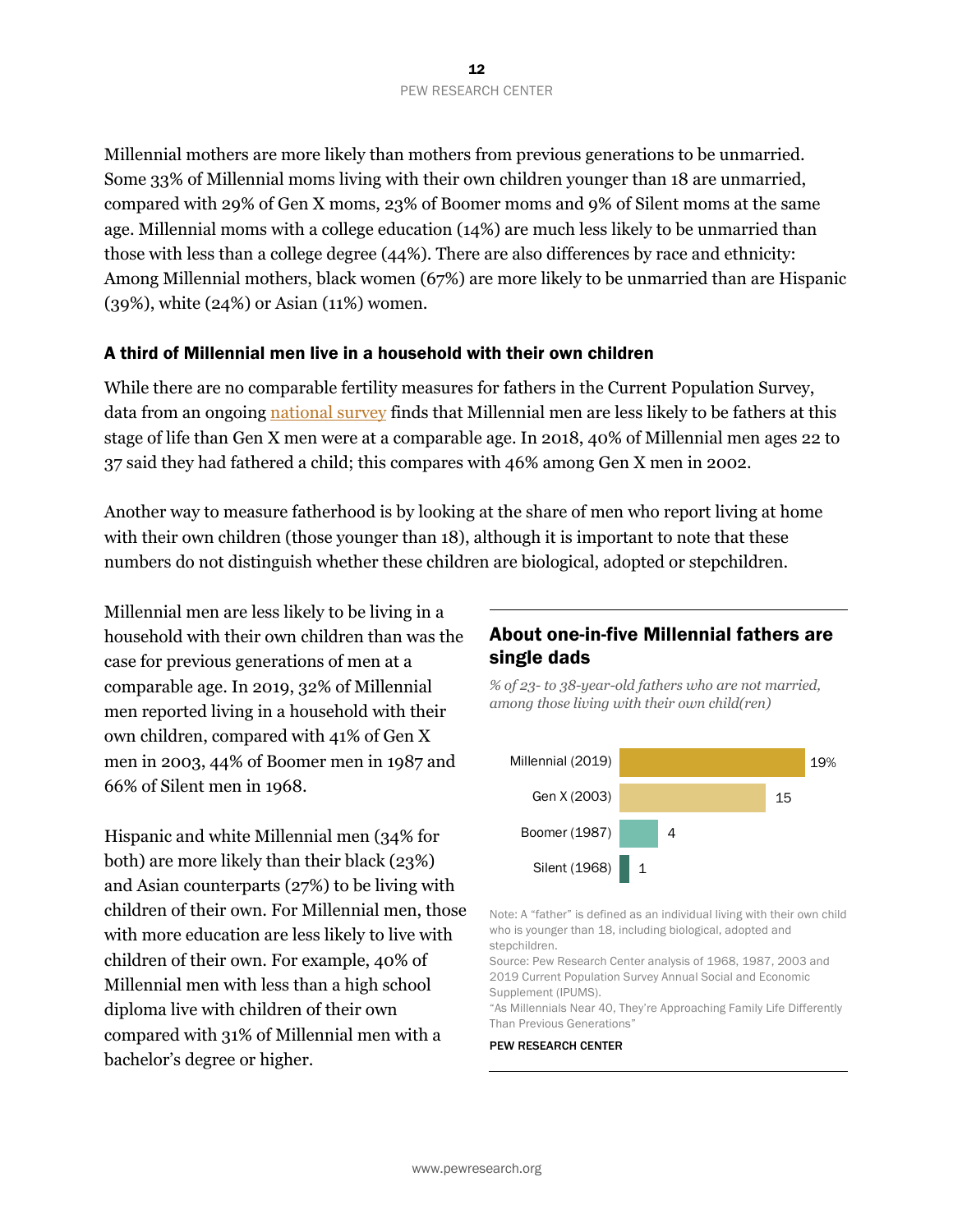Millennial mothers are more likely than mothers from previous generations to be unmarried. Some 33% of Millennial moms living with their own children younger than 18 are unmarried, compared with 29% of Gen X moms, 23% of Boomer moms and 9% of Silent moms at the same age. Millennial moms with a college education (14%) are much less likely to be unmarried than those with less than a college degree (44%). There are also differences by race and ethnicity: Among Millennial mothers, black women (67%) are more likely to be unmarried than are Hispanic (39%), white (24%) or Asian (11%) women.

### A third of Millennial men live in a household with their own children

While there are no comparable fertility measures for fathers in the Current Population Survey, data from an ongoing national survey finds that Millennial men are less likely to be fathers at this stage of life than Gen X men were at a comparable age. In 2018, 40% of Millennial men ages 22 to 37 said they had fathered a child; this compares with 46% among Gen X men in 2002.

Another way to measure fatherhood is by looking at the share of men who report living at home with their own children (those younger than 18), although it is important to note that these numbers do not distinguish whether these children are biological, adopted or stepchildren.

Millennial men are less likely to be living in a household with their own children than was the case for previous generations of men at a comparable age. In 2019, 32% of Millennial men reported living in a household with their own children, compared with 41% of Gen X men in 2003, 44% of Boomer men in 1987 and 66% of Silent men in 1968.

Hispanic and white Millennial men (34% for both) are more likely than their black (23%) and Asian counterparts (27%) to be living with children of their own. For Millennial men, those with more education are less likely to live with children of their own. For example, 40% of Millennial men with less than a high school diploma live with children of their own compared with 31% of Millennial men with a bachelor's degree or higher.

#### About one-in-five Millennial fathers are single dads

*% of 23- to 38-year-old fathers who are not married, among those living with their own child(ren)*

| | % |
|---|---|
| Millennial (2019) | 19% |
| Gen X (2003) | 15 |
| Boomer (1987) | 4 |
| Silent (1968) | 1 |

Note: A "father" is defined as an individual living with their own child who is younger than 18, including biological, adopted and stepchildren.
Source: Pew Research Center analysis of 1968, 1987, 2003 and 2019 Current Population Survey Annual Social and Economic Supplement (IPUMS).
"As Millennials Near 40, They're Approaching Family Life Differently Than Previous Generations"

PEW RESEARCH CENTER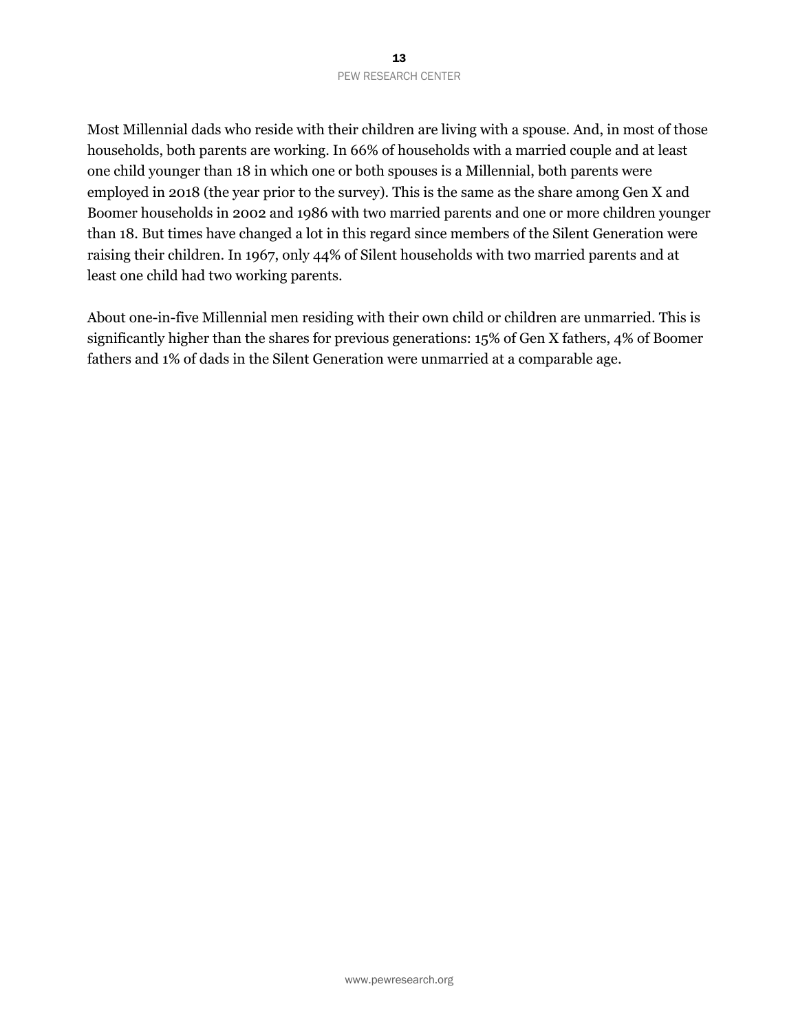Most Millennial dads who reside with their children are living with a spouse. And, in most of those households, both parents are working. In 66% of households with a married couple and at least one child younger than 18 in which one or both spouses is a Millennial, both parents were employed in 2018 (the year prior to the survey). This is the same as the share among Gen X and Boomer households in 2002 and 1986 with two married parents and one or more children younger than 18. But times have changed a lot in this regard since members of the Silent Generation were raising their children. In 1967, only 44% of Silent households with two married parents and at least one child had two working parents.

About one-in-five Millennial men residing with their own child or children are unmarried. This is significantly higher than the shares for previous generations: 15% of Gen X fathers, 4% of Boomer fathers and 1% of dads in the Silent Generation were unmarried at a comparable age.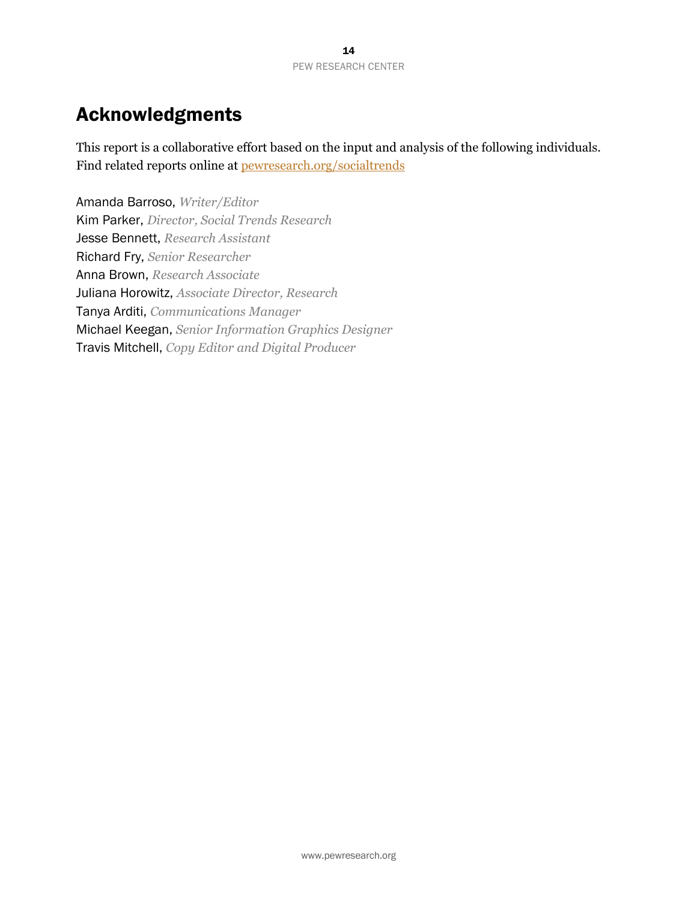# Acknowledgments

This report is a collaborative effort based on the input and analysis of the following individuals. Find related reports online at [pewresearch.org/socialtrends](pewresearch.org/socialtrends)

Amanda Barroso, *Writer/Editor*
Kim Parker, *Director, Social Trends Research*
Jesse Bennett, *Research Assistant*
Richard Fry, *Senior Researcher*
Anna Brown, *Research Associate*
Juliana Horowitz, *Associate Director, Research*
Tanya Arditi, *Communications Manager*
Michael Keegan, *Senior Information Graphics Designer*
Travis Mitchell, *Copy Editor and Digital Producer*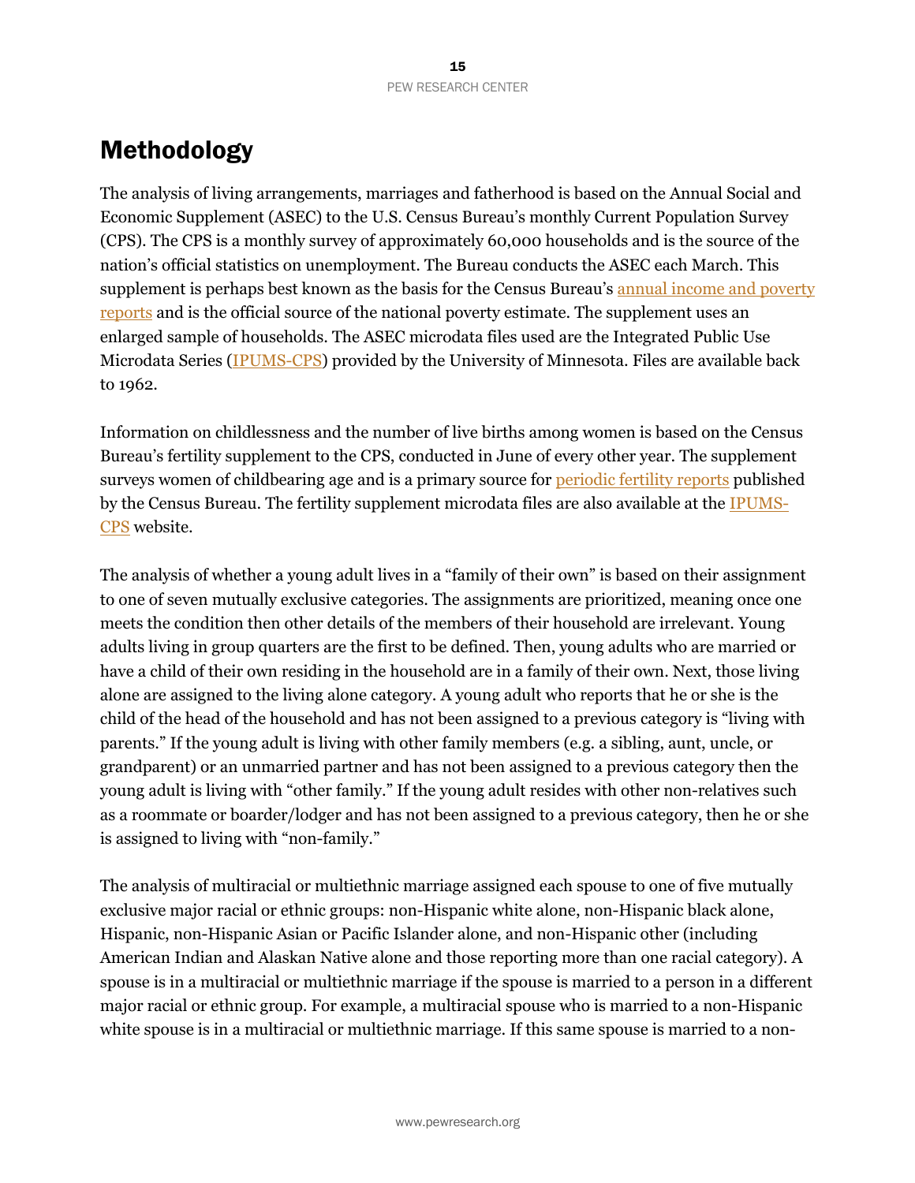# Methodology

The analysis of living arrangements, marriages and fatherhood is based on the Annual Social and Economic Supplement (ASEC) to the U.S. Census Bureau's monthly Current Population Survey (CPS). The CPS is a monthly survey of approximately 60,000 households and is the source of the nation's official statistics on unemployment. The Bureau conducts the ASEC each March. This supplement is perhaps best known as the basis for the Census Bureau's annual income and poverty reports and is the official source of the national poverty estimate. The supplement uses an enlarged sample of households. The ASEC microdata files used are the Integrated Public Use Microdata Series (IPUMS-CPS) provided by the University of Minnesota. Files are available back to 1962.

Information on childlessness and the number of live births among women is based on the Census Bureau's fertility supplement to the CPS, conducted in June of every other year. The supplement surveys women of childbearing age and is a primary source for periodic fertility reports published by the Census Bureau. The fertility supplement microdata files are also available at the IPUMS-CPS website.

The analysis of whether a young adult lives in a "family of their own" is based on their assignment to one of seven mutually exclusive categories. The assignments are prioritized, meaning once one meets the condition then other details of the members of their household are irrelevant. Young adults living in group quarters are the first to be defined. Then, young adults who are married or have a child of their own residing in the household are in a family of their own. Next, those living alone are assigned to the living alone category. A young adult who reports that he or she is the child of the head of the household and has not been assigned to a previous category is "living with parents." If the young adult is living with other family members (e.g. a sibling, aunt, uncle, or grandparent) or an unmarried partner and has not been assigned to a previous category then the young adult is living with "other family." If the young adult resides with other non-relatives such as a roommate or boarder/lodger and has not been assigned to a previous category, then he or she is assigned to living with "non-family."

The analysis of multiracial or multiethnic marriage assigned each spouse to one of five mutually exclusive major racial or ethnic groups: non-Hispanic white alone, non-Hispanic black alone, Hispanic, non-Hispanic Asian or Pacific Islander alone, and non-Hispanic other (including American Indian and Alaskan Native alone and those reporting more than one racial category). A spouse is in a multiracial or multiethnic marriage if the spouse is married to a person in a different major racial or ethnic group. For example, a multiracial spouse who is married to a non-Hispanic white spouse is in a multiracial or multiethnic marriage. If this same spouse is married to a non-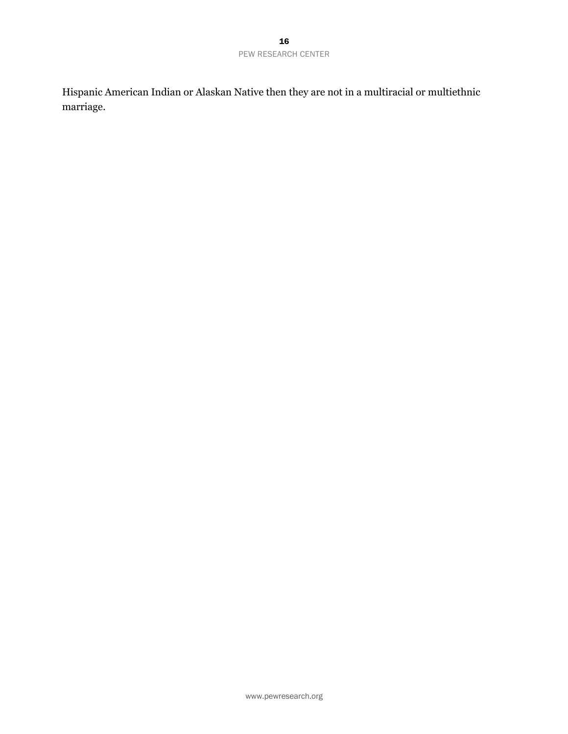Hispanic American Indian or Alaskan Native then they are not in a multiracial or multiethnic marriage.